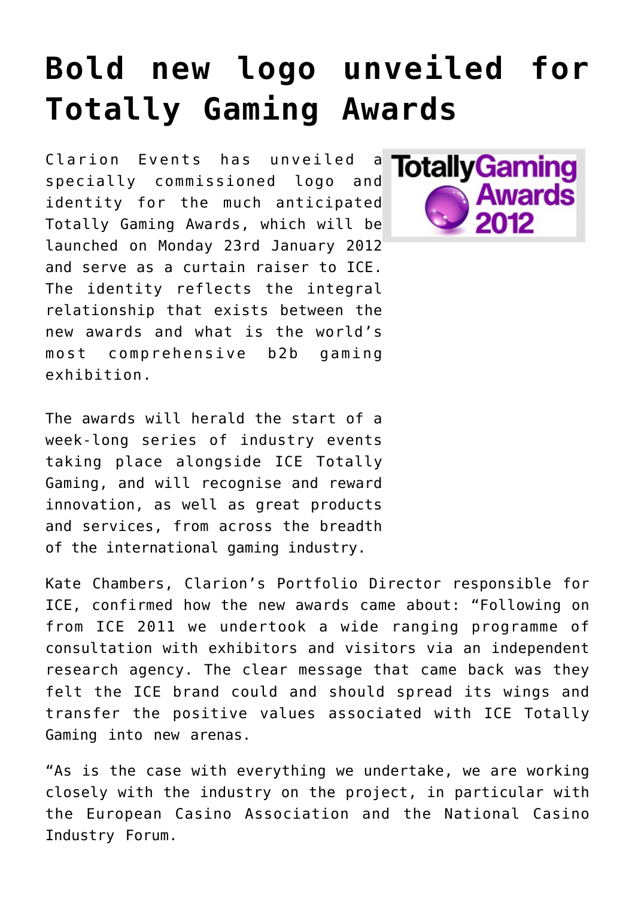# Bold new logo unveiled for Totally Gaming Awards

Clarion Events has unveiled a specially commissioned logo and identity for the much anticipated Totally Gaming Awards, which will be launched on Monday 23rd January 2012 and serve as a curtain raiser to ICE. The identity reflects the integral relationship that exists between the new awards and what is the world's most comprehensive b2b gaming exhibition.

The awards will herald the start of a week-long series of industry events taking place alongside ICE Totally Gaming, and will recognise and reward innovation, as well as great products and services, from across the breadth of the international gaming industry.

Kate Chambers, Clarion's Portfolio Director responsible for ICE, confirmed how the new awards came about: "Following on from ICE 2011 we undertook a wide ranging programme of consultation with exhibitors and visitors via an independent research agency. The clear message that came back was they felt the ICE brand could and should spread its wings and transfer the positive values associated with ICE Totally Gaming into new arenas.

"As is the case with everything we undertake, we are working closely with the industry on the project, in particular with the European Casino Association and the National Casino Industry Forum.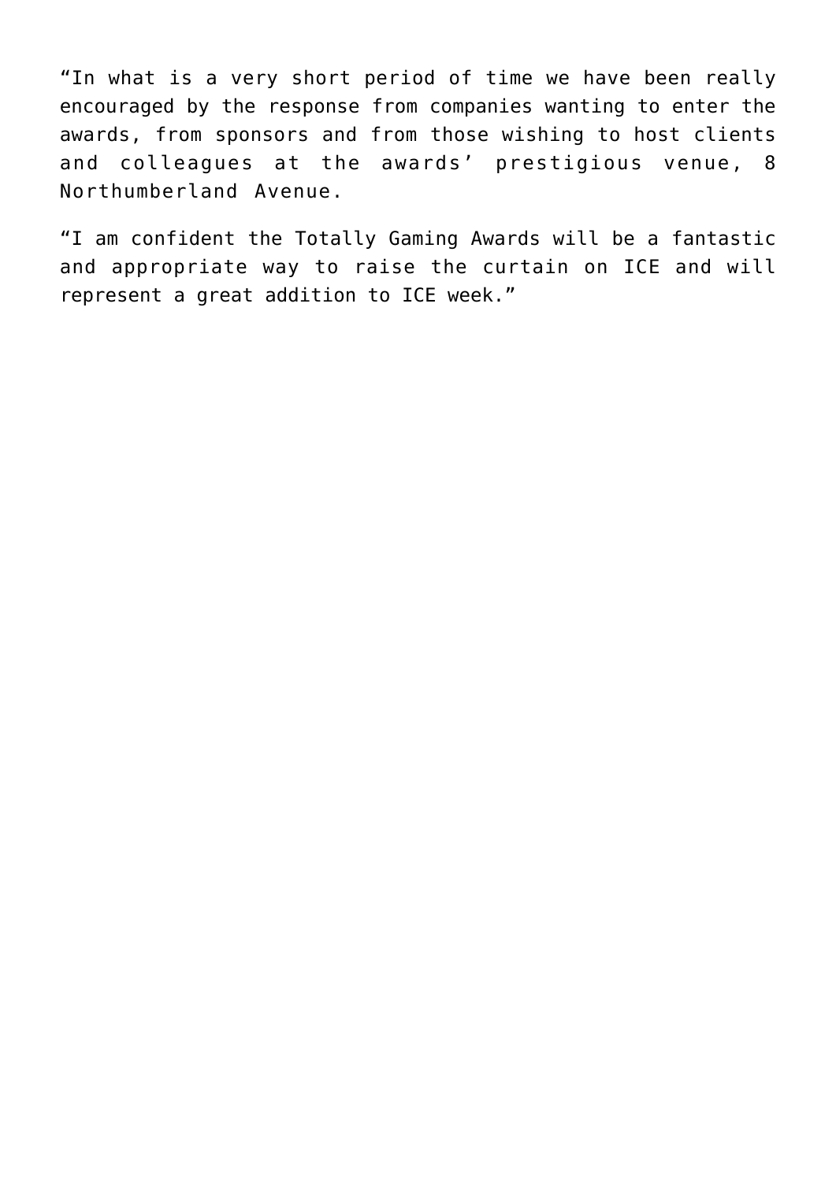"In what is a very short period of time we have been really encouraged by the response from companies wanting to enter the awards, from sponsors and from those wishing to host clients and colleagues at the awards' prestigious venue, 8 Northumberland Avenue.

"I am confident the Totally Gaming Awards will be a fantastic and appropriate way to raise the curtain on ICE and will represent a great addition to ICE week."